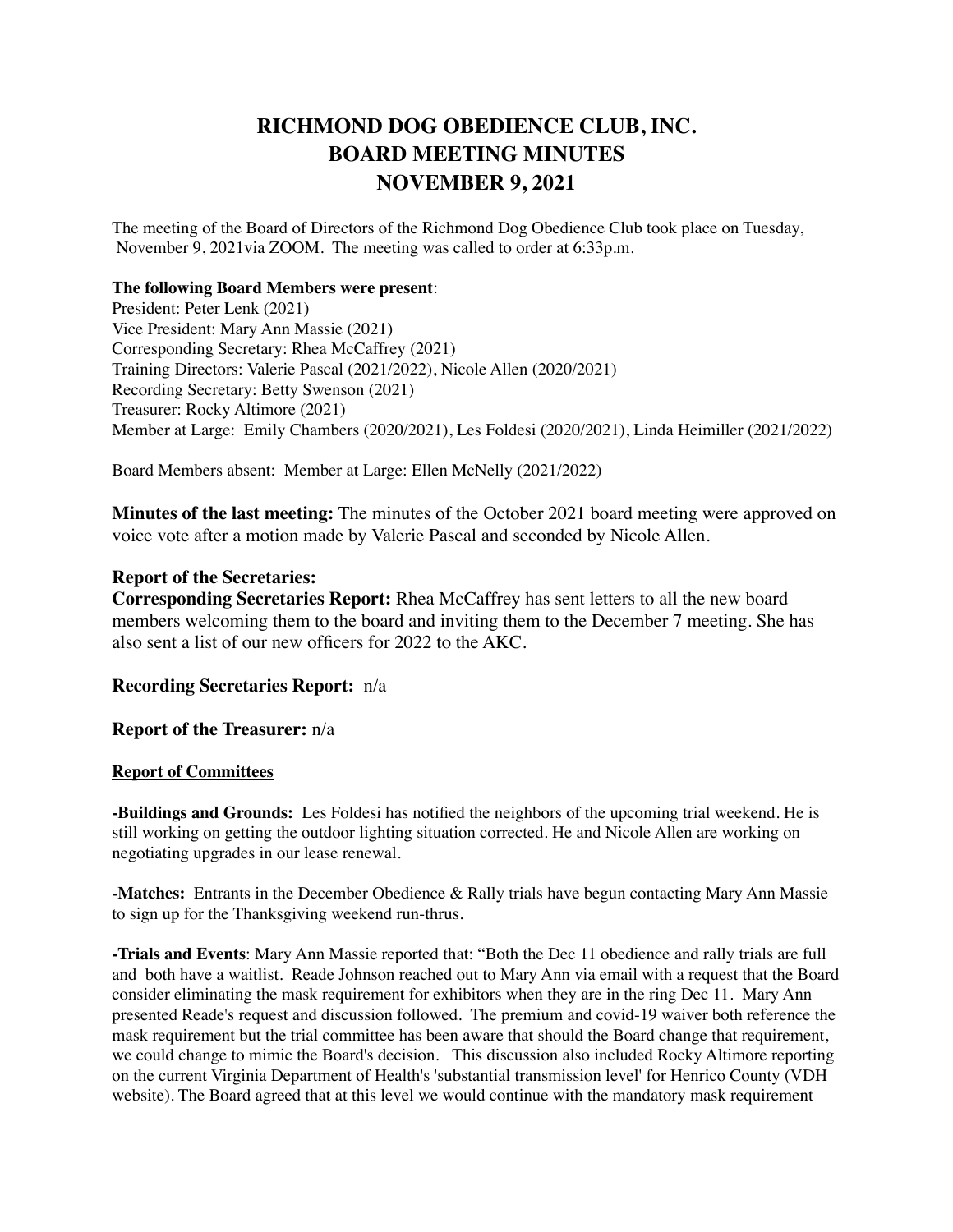# RICHMOND DOG OBEDIENCE CLUB, INC.
# BOARD MEETING MINUTES
# NOVEMBER 9, 2021

The meeting of the Board of Directors of the Richmond Dog Obedience Club took place on Tuesday, November 9, 2021via ZOOM. The meeting was called to order at 6:33p.m.

**The following Board Members were present**:
President: Peter Lenk (2021)
Vice President: Mary Ann Massie (2021)
Corresponding Secretary: Rhea McCaffrey (2021)
Training Directors: Valerie Pascal (2021/2022), Nicole Allen (2020/2021)
Recording Secretary: Betty Swenson (2021)
Treasurer: Rocky Altimore (2021)
Member at Large: Emily Chambers (2020/2021), Les Foldesi (2020/2021), Linda Heimiller (2021/2022)

Board Members absent: Member at Large: Ellen McNelly (2021/2022)

**Minutes of the last meeting:** The minutes of the October 2021 board meeting were approved on voice vote after a motion made by Valerie Pascal and seconded by Nicole Allen.

**Report of the Secretaries:**
**Corresponding Secretaries Report:** Rhea McCaffrey has sent letters to all the new board members welcoming them to the board and inviting them to the December 7 meeting. She has also sent a list of our new officers for 2022 to the AKC.

**Recording Secretaries Report:** n/a

**Report of the Treasurer:** n/a

**Report of Committees**

**-Buildings and Grounds:** Les Foldesi has notified the neighbors of the upcoming trial weekend. He is still working on getting the outdoor lighting situation corrected. He and Nicole Allen are working on negotiating upgrades in our lease renewal.

**-Matches:** Entrants in the December Obedience & Rally trials have begun contacting Mary Ann Massie to sign up for the Thanksgiving weekend run-thrus.

**-Trials and Events**: Mary Ann Massie reported that: "Both the Dec 11 obedience and rally trials are full and both have a waitlist. Reade Johnson reached out to Mary Ann via email with a request that the Board consider eliminating the mask requirement for exhibitors when they are in the ring Dec 11. Mary Ann presented Reade's request and discussion followed. The premium and covid-19 waiver both reference the mask requirement but the trial committee has been aware that should the Board change that requirement, we could change to mimic the Board's decision. This discussion also included Rocky Altimore reporting on the current Virginia Department of Health's 'substantial transmission level' for Henrico County (VDH website). The Board agreed that at this level we would continue with the mandatory mask requirement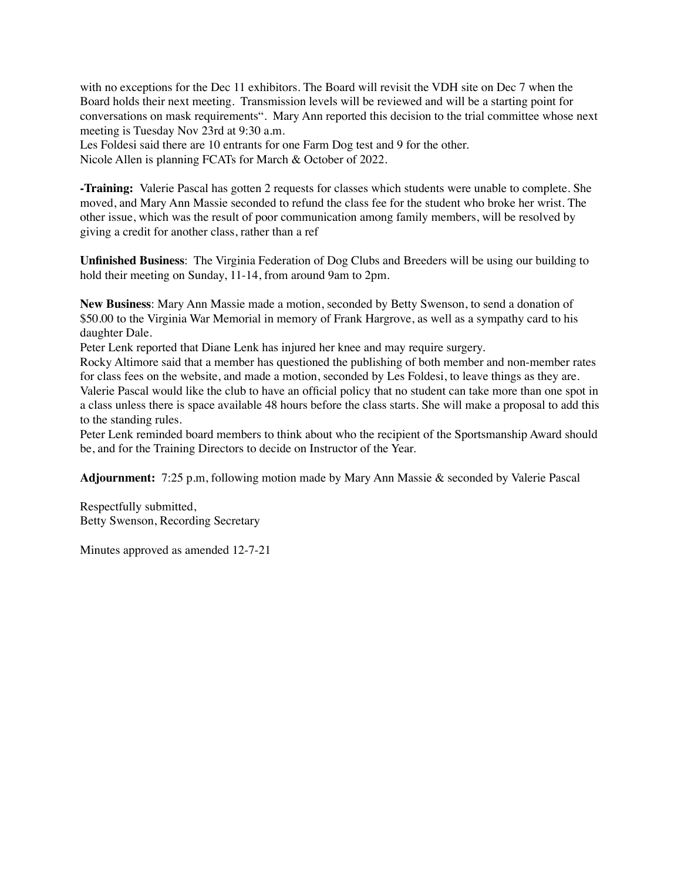with no exceptions for the Dec 11 exhibitors. The Board will revisit the VDH site on Dec 7 when the Board holds their next meeting. Transmission levels will be reviewed and will be a starting point for conversations on mask requirements". Mary Ann reported this decision to the trial committee whose next meeting is Tuesday Nov 23rd at 9:30 a.m.
Les Foldesi said there are 10 entrants for one Farm Dog test and 9 for the other.
Nicole Allen is planning FCATs for March & October of 2022.

**-Training:** Valerie Pascal has gotten 2 requests for classes which students were unable to complete. She moved, and Mary Ann Massie seconded to refund the class fee for the student who broke her wrist. The other issue, which was the result of poor communication among family members, will be resolved by giving a credit for another class, rather than a ref

**Unfinished Business**: The Virginia Federation of Dog Clubs and Breeders will be using our building to hold their meeting on Sunday, 11-14, from around 9am to 2pm.

**New Business**: Mary Ann Massie made a motion, seconded by Betty Swenson, to send a donation of $50.00 to the Virginia War Memorial in memory of Frank Hargrove, as well as a sympathy card to his daughter Dale.
Peter Lenk reported that Diane Lenk has injured her knee and may require surgery.
Rocky Altimore said that a member has questioned the publishing of both member and non-member rates for class fees on the website, and made a motion, seconded by Les Foldesi, to leave things as they are.
Valerie Pascal would like the club to have an official policy that no student can take more than one spot in a class unless there is space available 48 hours before the class starts. She will make a proposal to add this to the standing rules.
Peter Lenk reminded board members to think about who the recipient of the Sportsmanship Award should be, and for the Training Directors to decide on Instructor of the Year.

**Adjournment:** 7:25 p.m, following motion made by Mary Ann Massie & seconded by Valerie Pascal

Respectfully submitted,
Betty Swenson, Recording Secretary

Minutes approved as amended 12-7-21